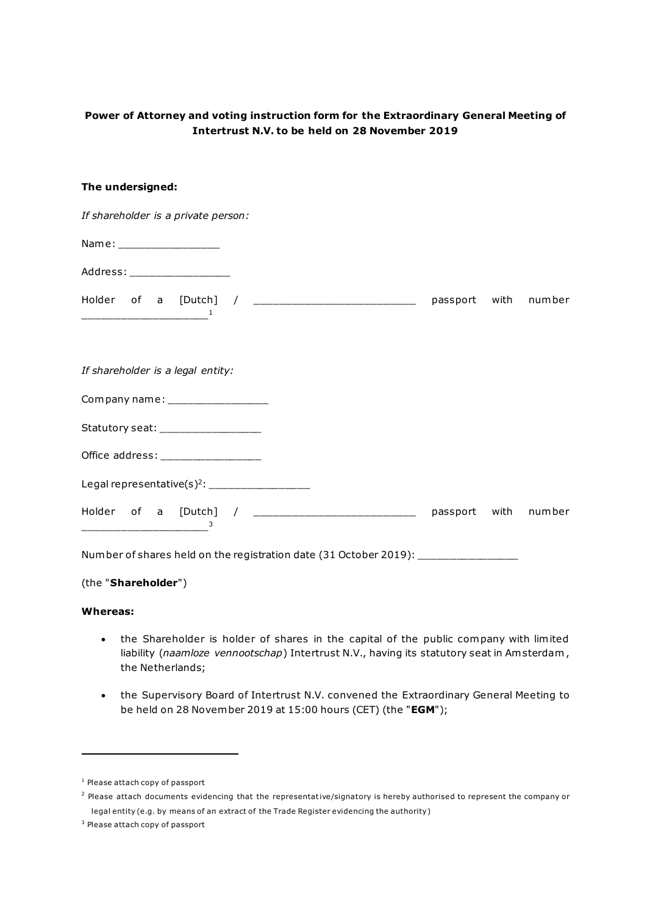**Power of Attorney and voting instruction form for the Extraordinary General Meeting of Intertrust N.V. to be held on 28 November 2019**

**The undersigned:**

*If shareholder is a private person:*

Name: _______________

Address: _______________

Holder of a [Dutch] / ________________________ passport with number ___________________[1]

*If shareholder is a legal entity:*

Company name: _______________

Statutory seat: _______________

Office address: _______________

Legal representative(s)[2]: _______________

Holder of a [Dutch] / ________________________ passport with number ___________________[3]

Number of shares held on the registration date (31 October 2019): _______________

(the "**Shareholder**")

**Whereas:**

- the Shareholder is holder of shares in the capital of the public company with limited liability (*naamloze vennootschap*) Intertrust N.V., having its statutory seat in Amsterdam, the Netherlands;
- the Supervisory Board of Intertrust N.V. convened the Extraordinary General Meeting to be held on 28 November 2019 at 15:00 hours (CET) (the "**EGM**");

---

[1] Please attach copy of passport

[2] Please attach documents evidencing that the representative/signatory is hereby authorised to represent the company or legal entity (e.g. by means of an extract of the Trade Register evidencing the authority)

[3] Please attach copy of passport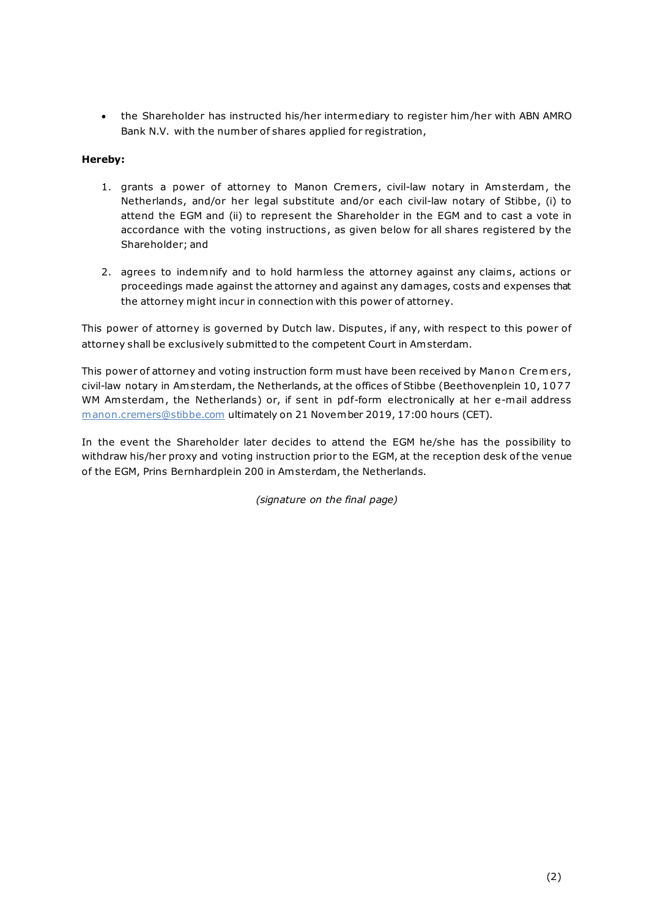- the Shareholder has instructed his/her intermediary to register him/her with ABN AMRO Bank N.V. with the number of shares applied for registration,

**Hereby:**

1. grants a power of attorney to Manon Cremers, civil-law notary in Amsterdam, the Netherlands, and/or her legal substitute and/or each civil-law notary of Stibbe, (i) to attend the EGM and (ii) to represent the Shareholder in the EGM and to cast a vote in accordance with the voting instructions, as given below for all shares registered by the Shareholder; and

2. agrees to indemnify and to hold harmless the attorney against any claims, actions or proceedings made against the attorney and against any damages, costs and expenses that the attorney might incur in connection with this power of attorney.

This power of attorney is governed by Dutch law. Disputes, if any, with respect to this power of attorney shall be exclusively submitted to the competent Court in Amsterdam.

This power of attorney and voting instruction form must have been received by Manon Cremers, civil-law notary in Amsterdam, the Netherlands, at the offices of Stibbe (Beethovenplein 10, 1077 WM Amsterdam, the Netherlands) or, if sent in pdf-form electronically at her e-mail address manon.cremers@stibbe.com ultimately on 21 November 2019, 17:00 hours (CET).

In the event the Shareholder later decides to attend the EGM he/she has the possibility to withdraw his/her proxy and voting instruction prior to the EGM, at the reception desk of the venue of the EGM, Prins Bernhardplein 200 in Amsterdam, the Netherlands.

*(signature on the final page)*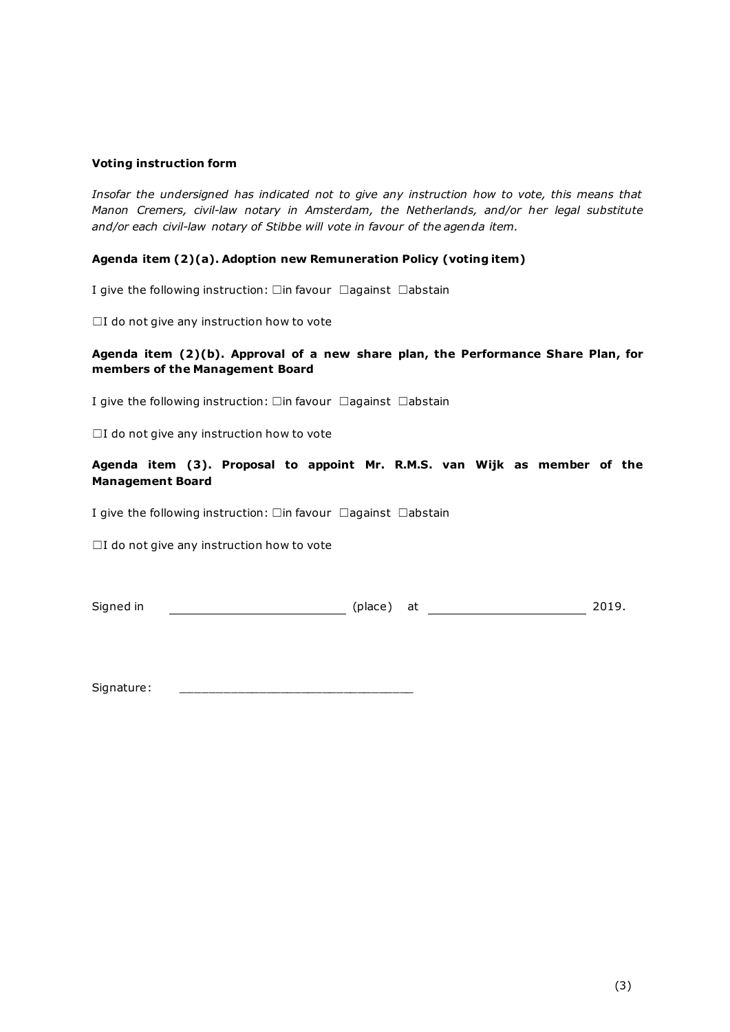**Voting instruction form**

*Insofar the undersigned has indicated not to give any instruction how to vote, this means that Manon Cremers, civil-law notary in Amsterdam, the Netherlands, and/or her legal substitute and/or each civil-law notary of Stibbe will vote in favour of the agenda item.*

**Agenda item (2)(a). Adoption new Remuneration Policy (voting item)**

I give the following instruction: ☐in favour ☐against ☐abstain

☐I do not give any instruction how to vote

**Agenda item (2)(b). Approval of a new share plan, the Performance Share Plan, for members of the Management Board**

I give the following instruction: ☐in favour ☐against ☐abstain

☐I do not give any instruction how to vote

**Agenda item (3). Proposal to appoint Mr. R.M.S. van Wijk as member of the Management Board**

I give the following instruction: ☐in favour ☐against ☐abstain

☐I do not give any instruction how to vote

Signed in ________________________ (place) at ______________________ 2019.

Signature: ________________________________